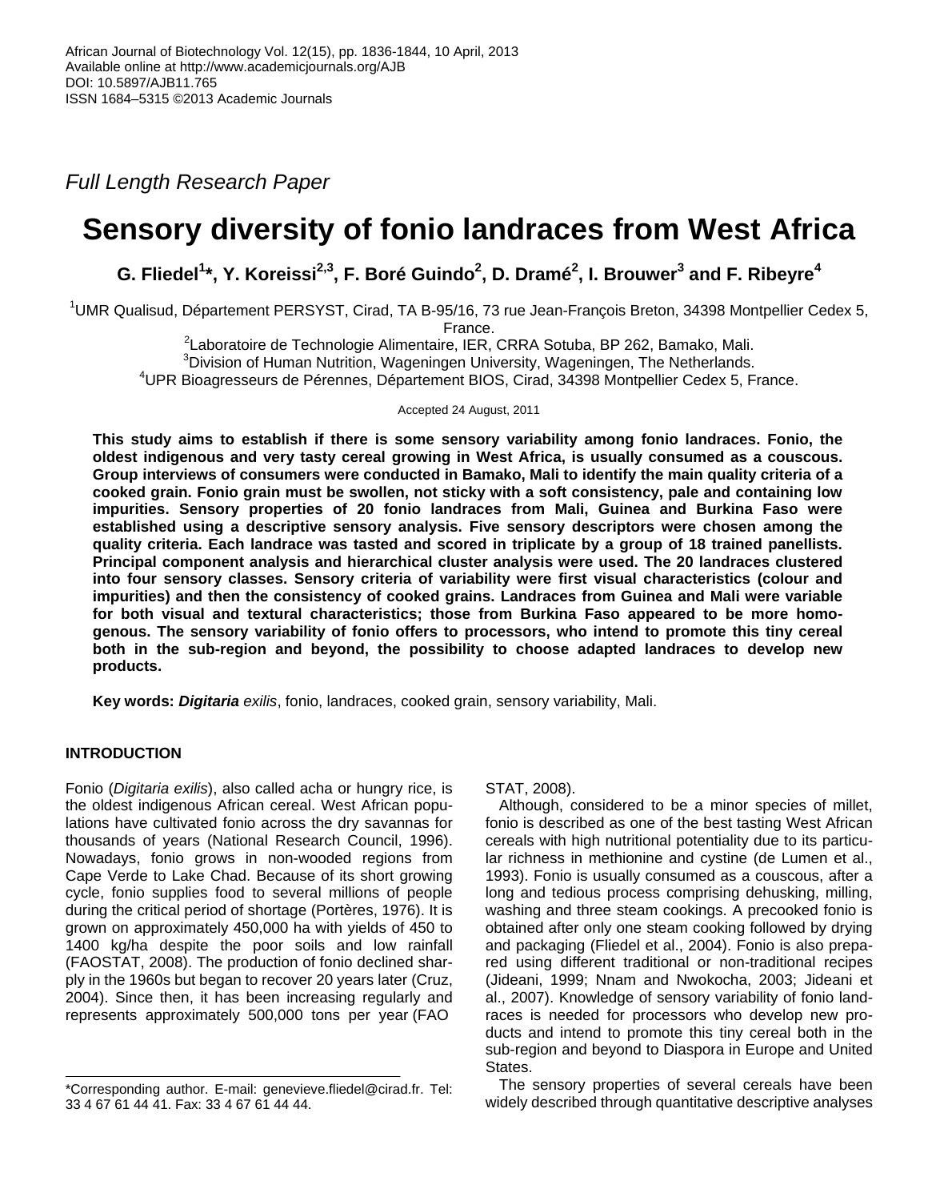*Full Length Research Paper*

# Sensory diversity of fonio landraces from West Africa

**G. Fliedel[1]*, Y. Koreissi[2,3], F. Boré Guindo[2], D. Dramé[2], I. Brouwer[3] and F. Ribeyre[4]**

[1]UMR Qualisud, Département PERSYST, Cirad, TA B-95/16, 73 rue Jean-François Breton, 34398 Montpellier Cedex 5, France.

[2]Laboratoire de Technologie Alimentaire, IER, CRRA Sotuba, BP 262, Bamako, Mali.

[3]Division of Human Nutrition, Wageningen University, Wageningen, The Netherlands.

[4]UPR Bioagresseurs de Pérennes, Département BIOS, Cirad, 34398 Montpellier Cedex 5, France.

Accepted 24 August, 2011

**This study aims to establish if there is some sensory variability among fonio landraces. Fonio, the oldest indigenous and very tasty cereal growing in West Africa, is usually consumed as a couscous. Group interviews of consumers were conducted in Bamako, Mali to identify the main quality criteria of a cooked grain. Fonio grain must be swollen, not sticky with a soft consistency, pale and containing low impurities. Sensory properties of 20 fonio landraces from Mali, Guinea and Burkina Faso were established using a descriptive sensory analysis. Five sensory descriptors were chosen among the quality criteria. Each landrace was tasted and scored in triplicate by a group of 18 trained panellists. Principal component analysis and hierarchical cluster analysis were used. The 20 landraces clustered into four sensory classes. Sensory criteria of variability were first visual characteristics (colour and impurities) and then the consistency of cooked grains. Landraces from Guinea and Mali were variable for both visual and textural characteristics; those from Burkina Faso appeared to be more homogenous. The sensory variability of fonio offers to processors, who intend to promote this tiny cereal both in the sub-region and beyond, the possibility to choose adapted landraces to develop new products.**

**Key words:** ***Digitaria*** *exilis*, fonio, landraces, cooked grain, sensory variability, Mali.

## INTRODUCTION

Fonio (*Digitaria exilis*), also called acha or hungry rice, is the oldest indigenous African cereal. West African populations have cultivated fonio across the dry savannas for thousands of years (National Research Council, 1996). Nowadays, fonio grows in non-wooded regions from Cape Verde to Lake Chad. Because of its short growing cycle, fonio supplies food to several millions of people during the critical period of shortage (Portères, 1976). It is grown on approximately 450,000 ha with yields of 450 to 1400 kg/ha despite the poor soils and low rainfall (FAOSTAT, 2008). The production of fonio declined sharply in the 1960s but began to recover 20 years later (Cruz, 2004). Since then, it has been increasing regularly and represents approximately 500,000 tons per year (FAOSTAT, 2008).

Although, considered to be a minor species of millet, fonio is described as one of the best tasting West African cereals with high nutritional potentiality due to its particular richness in methionine and cystine (de Lumen et al., 1993). Fonio is usually consumed as a couscous, after a long and tedious process comprising dehusking, milling, washing and three steam cookings. A precooked fonio is obtained after only one steam cooking followed by drying and packaging (Fliedel et al., 2004). Fonio is also prepared using different traditional or non-traditional recipes (Jideani, 1999; Nnam and Nwokocha, 2003; Jideani et al., 2007). Knowledge of sensory variability of fonio landraces is needed for processors who develop new products and intend to promote this tiny cereal both in the sub-region and beyond to Diaspora in Europe and United States.

The sensory properties of several cereals have been widely described through quantitative descriptive analyses

*Corresponding author. E-mail: genevieve.fliedel@cirad.fr. Tel: 33 4 67 61 44 41. Fax: 33 4 67 61 44 44.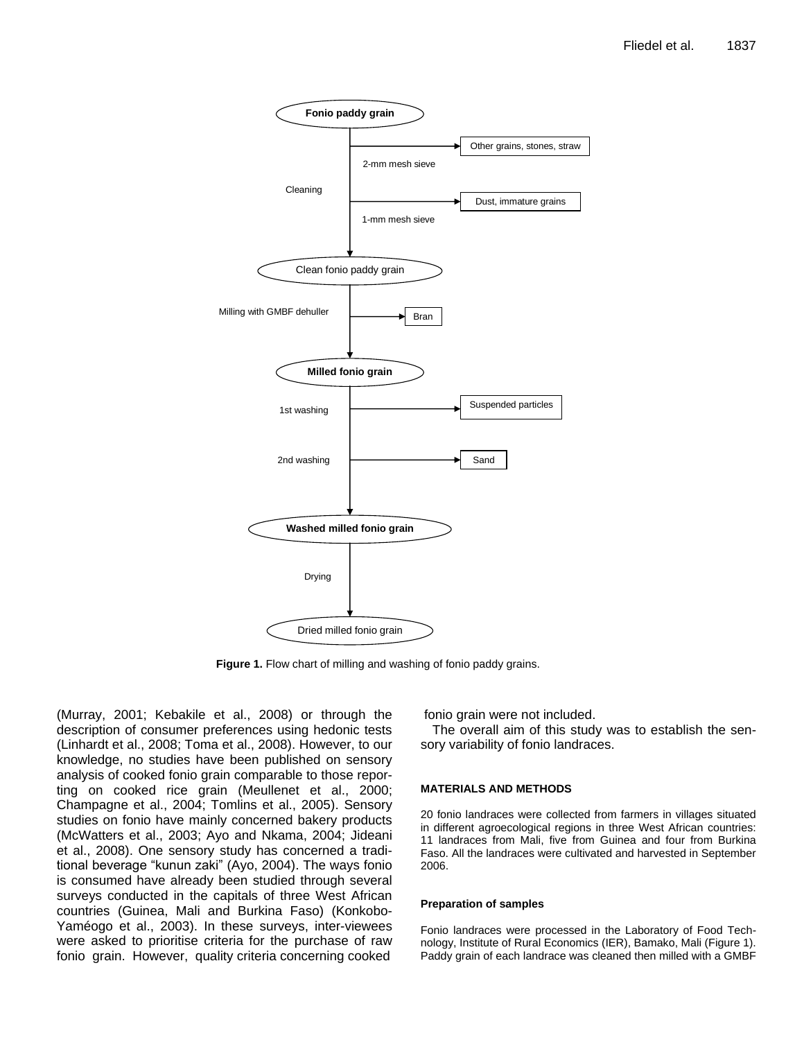**Figure 1.** Flow chart of milling and washing of fonio paddy grains.

(Murray, 2001; Kebakile et al., 2008) or through the description of consumer preferences using hedonic tests (Linhardt et al., 2008; Toma et al., 2008). However, to our knowledge, no studies have been published on sensory analysis of cooked fonio grain comparable to those reporting on cooked rice grain (Meullenet et al., 2000; Champagne et al., 2004; Tomlins et al., 2005). Sensory studies on fonio have mainly concerned bakery products (McWatters et al., 2003; Ayo and Nkama, 2004; Jideani et al., 2008). One sensory study has concerned a traditional beverage "kunun zaki" (Ayo, 2004). The ways fonio is consumed have already been studied through several surveys conducted in the capitals of three West African countries (Guinea, Mali and Burkina Faso) (Konkobo-Yaméogo et al., 2003). In these surveys, inter-viewees were asked to prioritise criteria for the purchase of raw fonio grain. However, quality criteria concerning cooked fonio grain were not included.

The overall aim of this study was to establish the sensory variability of fonio landraces.

## MATERIALS AND METHODS

20 fonio landraces were collected from farmers in villages situated in different agroecological regions in three West African countries: 11 landraces from Mali, five from Guinea and four from Burkina Faso. All the landraces were cultivated and harvested in September 2006.

### Preparation of samples

Fonio landraces were processed in the Laboratory of Food Technology, Institute of Rural Economics (IER), Bamako, Mali (Figure 1). Paddy grain of each landrace was cleaned then milled with a GMBF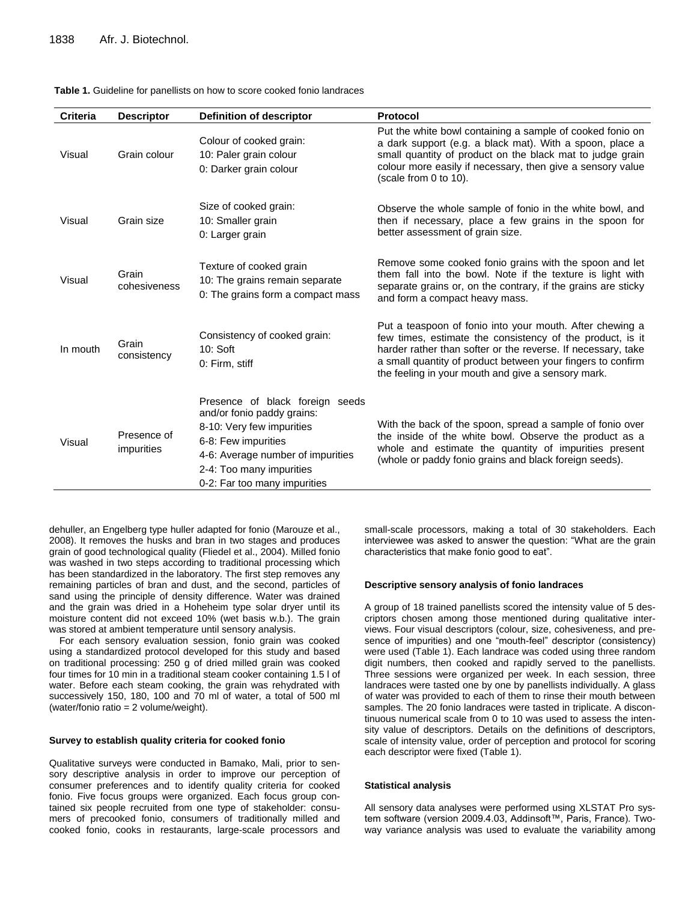**Table 1.** Guideline for panellists on how to score cooked fonio landraces

| Criteria | Descriptor | Definition of descriptor | Protocol |
|---|---|---|---|
| Visual | Grain colour | Colour of cooked grain:<br>10: Paler grain colour<br>0: Darker grain colour | Put the white bowl containing a sample of cooked fonio on a dark support (e.g. a black mat). With a spoon, place a small quantity of product on the black mat to judge grain colour more easily if necessary, then give a sensory value (scale from 0 to 10). |
| Visual | Grain size | Size of cooked grain:<br>10: Smaller grain<br>0: Larger grain | Observe the whole sample of fonio in the white bowl, and then if necessary, place a few grains in the spoon for better assessment of grain size. |
| Visual | Grain cohesiveness | Texture of cooked grain<br>10: The grains remain separate<br>0: The grains form a compact mass | Remove some cooked fonio grains with the spoon and let them fall into the bowl. Note if the texture is light with separate grains or, on the contrary, if the grains are sticky and form a compact heavy mass. |
| In mouth | Grain consistency | Consistency of cooked grain:<br>10: Soft<br>0: Firm, stiff | Put a teaspoon of fonio into your mouth. After chewing a few times, estimate the consistency of the product, is it harder rather than softer or the reverse. If necessary, take a small quantity of product between your fingers to confirm the feeling in your mouth and give a sensory mark. |
| Visual | Presence of impurities | Presence of black foreign seeds and/or fonio paddy grains:<br>8-10: Very few impurities<br>6-8: Few impurities<br>4-6: Average number of impurities<br>2-4: Too many impurities<br>0-2: Far too many impurities | With the back of the spoon, spread a sample of fonio over the inside of the white bowl. Observe the product as a whole and estimate the quantity of impurities present (whole or paddy fonio grains and black foreign seeds). |

dehuller, an Engelberg type huller adapted for fonio (Marouze et al., 2008). It removes the husks and bran in two stages and produces grain of good technological quality (Fliedel et al., 2004). Milled fonio was washed in two steps according to traditional processing which has been standardized in the laboratory. The first step removes any remaining particles of bran and dust, and the second, particles of sand using the principle of density difference. Water was drained and the grain was dried in a Hoheheim type solar dryer until its moisture content did not exceed 10% (wet basis w.b.). The grain was stored at ambient temperature until sensory analysis.

For each sensory evaluation session, fonio grain was cooked using a standardized protocol developed for this study and based on traditional processing: 250 g of dried milled grain was cooked four times for 10 min in a traditional steam cooker containing 1.5 l of water. Before each steam cooking, the grain was rehydrated with successively 150, 180, 100 and 70 ml of water, a total of 500 ml (water/fonio ratio = 2 volume/weight).

#### Survey to establish quality criteria for cooked fonio

Qualitative surveys were conducted in Bamako, Mali, prior to sensory descriptive analysis in order to improve our perception of consumer preferences and to identify quality criteria for cooked fonio. Five focus groups were organized. Each focus group contained six people recruited from one type of stakeholder: consumers of precooked fonio, consumers of traditionally milled and cooked fonio, cooks in restaurants, large-scale processors and small-scale processors, making a total of 30 stakeholders. Each interviewee was asked to answer the question: "What are the grain characteristics that make fonio good to eat".

#### Descriptive sensory analysis of fonio landraces

A group of 18 trained panellists scored the intensity value of 5 descriptors chosen among those mentioned during qualitative interviews. Four visual descriptors (colour, size, cohesiveness, and presence of impurities) and one "mouth-feel" descriptor (consistency) were used (Table 1). Each landrace was coded using three random digit numbers, then cooked and rapidly served to the panellists. Three sessions were organized per week. In each session, three landraces were tasted one by one by panellists individually. A glass of water was provided to each of them to rinse their mouth between samples. The 20 fonio landraces were tasted in triplicate. A discontinuous numerical scale from 0 to 10 was used to assess the intensity value of descriptors. Details on the definitions of descriptors, scale of intensity value, order of perception and protocol for scoring each descriptor were fixed (Table 1).

#### Statistical analysis

All sensory data analyses were performed using XLSTAT Pro system software (version 2009.4.03, Addinsoft™, Paris, France). Two-way variance analysis was used to evaluate the variability among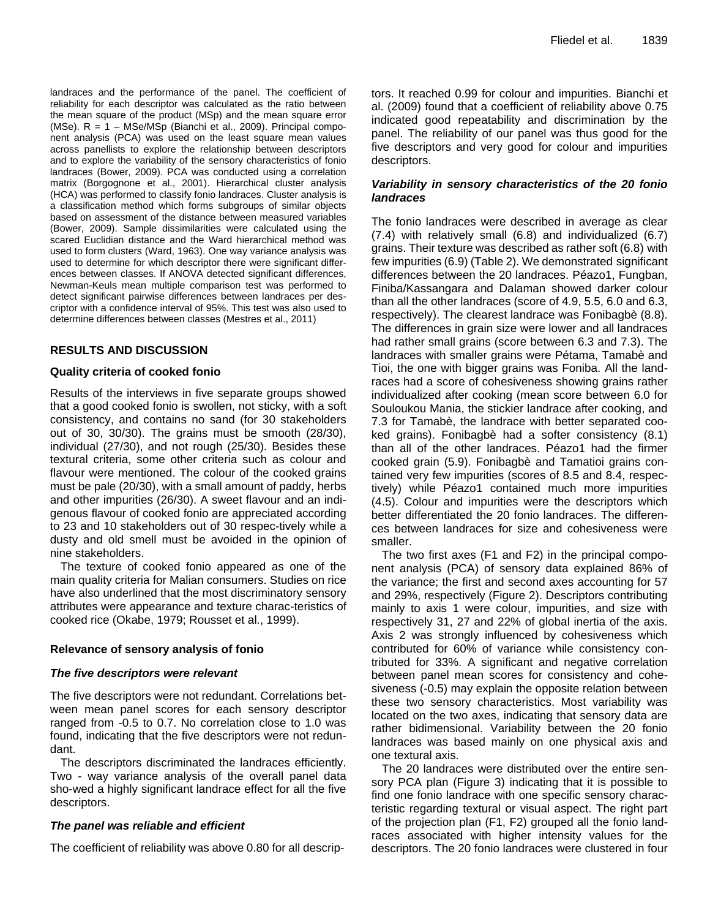landraces and the performance of the panel. The coefficient of reliability for each descriptor was calculated as the ratio between the mean square of the product (MSp) and the mean square error (MSe). R = 1 – MSe/MSp (Bianchi et al., 2009). Principal component analysis (PCA) was used on the least square mean values across panellists to explore the relationship between descriptors and to explore the variability of the sensory characteristics of fonio landraces (Bower, 2009). PCA was conducted using a correlation matrix (Borgognone et al., 2001). Hierarchical cluster analysis (HCA) was performed to classify fonio landraces. Cluster analysis is a classification method which forms subgroups of similar objects based on assessment of the distance between measured variables (Bower, 2009). Sample dissimilarities were calculated using the scared Euclidian distance and the Ward hierarchical method was used to form clusters (Ward, 1963). One way variance analysis was used to determine for which descriptor there were significant differences between classes. If ANOVA detected significant differences, Newman-Keuls mean multiple comparison test was performed to detect significant pairwise differences between landraces per descriptor with a confidence interval of 95%. This test was also used to determine differences between classes (Mestres et al., 2011)

## RESULTS AND DISCUSSION

### Quality criteria of cooked fonio

Results of the interviews in five separate groups showed that a good cooked fonio is swollen, not sticky, with a soft consistency, and contains no sand (for 30 stakeholders out of 30, 30/30). The grains must be smooth (28/30), individual (27/30), and not rough (25/30). Besides these textural criteria, some other criteria such as colour and flavour were mentioned. The colour of the cooked grains must be pale (20/30), with a small amount of paddy, herbs and other impurities (26/30). A sweet flavour and an indigenous flavour of cooked fonio are appreciated according to 23 and 10 stakeholders out of 30 respec-tively while a dusty and old smell must be avoided in the opinion of nine stakeholders.

The texture of cooked fonio appeared as one of the main quality criteria for Malian consumers. Studies on rice have also underlined that the most discriminatory sensory attributes were appearance and texture charac-teristics of cooked rice (Okabe, 1979; Rousset et al., 1999).

### Relevance of sensory analysis of fonio

#### *The five descriptors were relevant*

The five descriptors were not redundant. Correlations between mean panel scores for each sensory descriptor ranged from -0.5 to 0.7. No correlation close to 1.0 was found, indicating that the five descriptors were not redundant.

The descriptors discriminated the landraces efficiently. Two - way variance analysis of the overall panel data sho-wed a highly significant landrace effect for all the five descriptors.

#### *The panel was reliable and efficient*

The coefficient of reliability was above 0.80 for all descriptors. It reached 0.99 for colour and impurities. Bianchi et al. (2009) found that a coefficient of reliability above 0.75 indicated good repeatability and discrimination by the panel. The reliability of our panel was thus good for the five descriptors and very good for colour and impurities descriptors.

#### *Variability in sensory characteristics of the 20 fonio landraces*

The fonio landraces were described in average as clear (7.4) with relatively small (6.8) and individualized (6.7) grains. Their texture was described as rather soft (6.8) with few impurities (6.9) (Table 2). We demonstrated significant differences between the 20 landraces. Péazo1, Fungban, Finiba/Kassangara and Dalaman showed darker colour than all the other landraces (score of 4.9, 5.5, 6.0 and 6.3, respectively). The clearest landrace was Fonibagbè (8.8). The differences in grain size were lower and all landraces had rather small grains (score between 6.3 and 7.3). The landraces with smaller grains were Pétama, Tamabè and Tioi, the one with bigger grains was Foniba. All the landraces had a score of cohesiveness showing grains rather individualized after cooking (mean score between 6.0 for Souloukou Mania, the stickier landrace after cooking, and 7.3 for Tamabè, the landrace with better separated cooked grains). Fonibagbè had a softer consistency (8.1) than all of the other landraces. Péazo1 had the firmer cooked grain (5.9). Fonibagbè and Tamatioi grains contained very few impurities (scores of 8.5 and 8.4, respectively) while Péazo1 contained much more impurities (4.5). Colour and impurities were the descriptors which better differentiated the 20 fonio landraces. The differences between landraces for size and cohesiveness were smaller.

The two first axes (F1 and F2) in the principal component analysis (PCA) of sensory data explained 86% of the variance; the first and second axes accounting for 57 and 29%, respectively (Figure 2). Descriptors contributing mainly to axis 1 were colour, impurities, and size with respectively 31, 27 and 22% of global inertia of the axis. Axis 2 was strongly influenced by cohesiveness which contributed for 60% of variance while consistency contributed for 33%. A significant and negative correlation between panel mean scores for consistency and cohesiveness (-0.5) may explain the opposite relation between these two sensory characteristics. Most variability was located on the two axes, indicating that sensory data are rather bidimensional. Variability between the 20 fonio landraces was based mainly on one physical axis and one textural axis.

The 20 landraces were distributed over the entire sensory PCA plan (Figure 3) indicating that it is possible to find one fonio landrace with one specific sensory characteristic regarding textural or visual aspect. The right part of the projection plan (F1, F2) grouped all the fonio landraces associated with higher intensity values for the descriptors. The 20 fonio landraces were clustered in four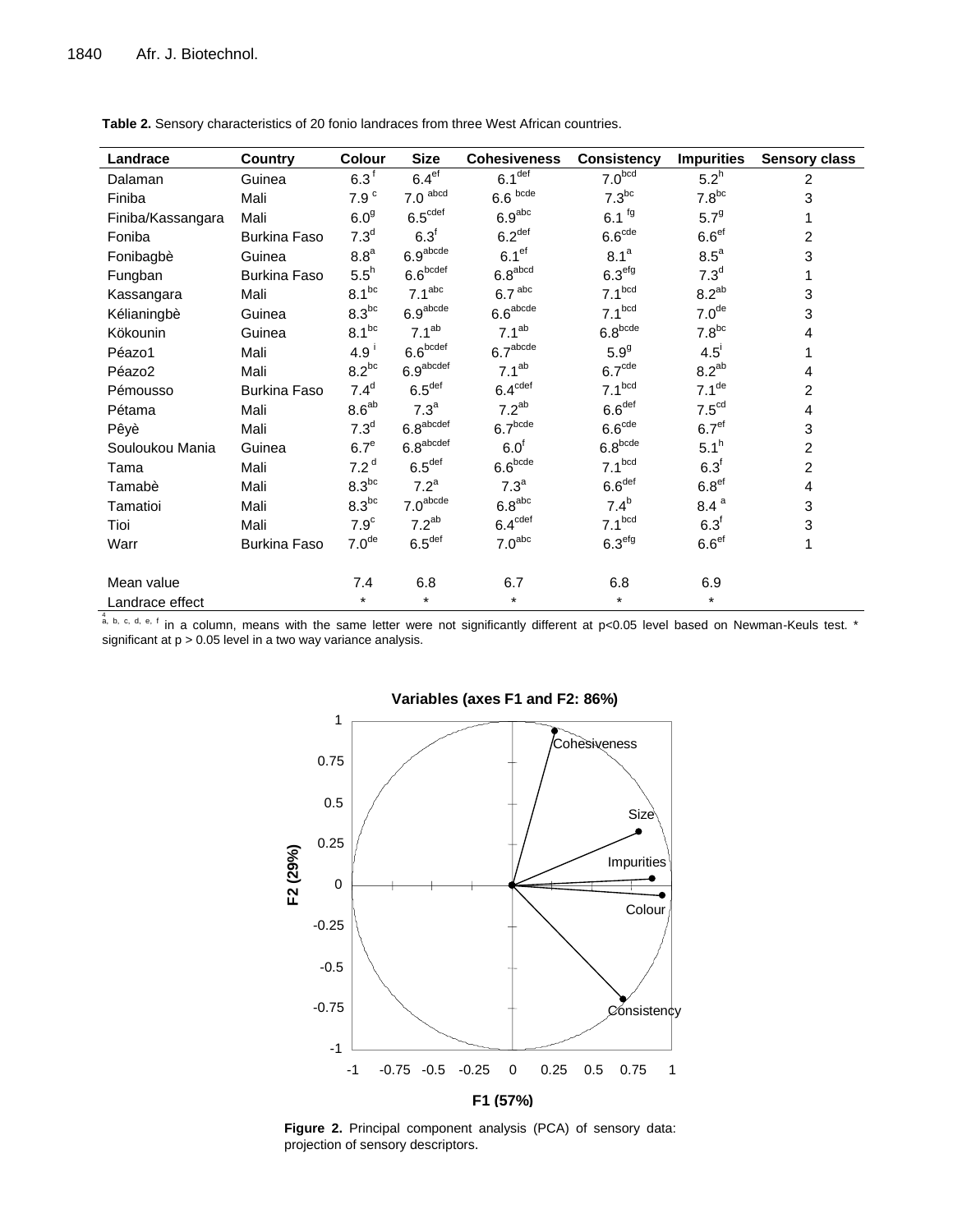**Table 2.** Sensory characteristics of 20 fonio landraces from three West African countries.

| Landrace | Country | Colour | Size | Cohesiveness | Consistency | Impurities | Sensory class |
|---|---|---|---|---|---|---|---|
| Dalaman | Guinea | $6.3^{f}$ | $6.4^{ef}$ | $6.1^{def}$ | $7.0^{bcd}$ | $5.2^{h}$ | 2 |
| Finiba | Mali | $7.9^{c}$ | $7.0^{abcd}$ | $6.6^{bcde}$ | $7.3^{bc}$ | $7.8^{bc}$ | 3 |
| Finiba/Kassangara | Mali | $6.0^{g}$ | $6.5^{cdef}$ | $6.9^{abc}$ | $6.1^{fg}$ | $5.7^{g}$ | 1 |
| Foniba | Burkina Faso | $7.3^{d}$ | $6.3^{f}$ | $6.2^{def}$ | $6.6^{cde}$ | $6.6^{ef}$ | 2 |
| Fonibagbè | Guinea | $8.8^{a}$ | $6.9^{abcde}$ | $6.1^{ef}$ | $8.1^{a}$ | $8.5^{a}$ | 3 |
| Fungban | Burkina Faso | $5.5^{h}$ | $6.6^{bcdef}$ | $6.8^{abcd}$ | $6.3^{efg}$ | $7.3^{d}$ | 1 |
| Kassangara | Mali | $8.1^{bc}$ | $7.1^{abc}$ | $6.7^{abc}$ | $7.1^{bcd}$ | $8.2^{ab}$ | 3 |
| Kélianingbè | Guinea | $8.3^{bc}$ | $6.9^{abcde}$ | $6.6^{abcde}$ | $7.1^{bcd}$ | $7.0^{de}$ | 3 |
| Kökounin | Guinea | $8.1^{bc}$ | $7.1^{ab}$ | $7.1^{ab}$ | $6.8^{bcde}$ | $7.8^{bc}$ | 4 |
| Péazo1 | Mali | $4.9^{i}$ | $6.6^{bcdef}$ | $6.7^{abcde}$ | $5.9^{g}$ | $4.5^{i}$ | 1 |
| Péazo2 | Mali | $8.2^{bc}$ | $6.9^{abcdef}$ | $7.1^{ab}$ | $6.7^{cde}$ | $8.2^{ab}$ | 4 |
| Pémousso | Burkina Faso | $7.4^{d}$ | $6.5^{def}$ | $6.4^{cdef}$ | $7.1^{bcd}$ | $7.1^{de}$ | 2 |
| Pétama | Mali | $8.6^{ab}$ | $7.3^{a}$ | $7.2^{ab}$ | $6.6^{def}$ | $7.5^{cd}$ | 4 |
| Pêyè | Mali | $7.3^{d}$ | $6.8^{abcdef}$ | $6.7^{bcde}$ | $6.6^{cde}$ | $6.7^{ef}$ | 3 |
| Souloukou Mania | Guinea | $6.7^{e}$ | $6.8^{abcdef}$ | $6.0^{f}$ | $6.8^{bcde}$ | $5.1^{h}$ | 2 |
| Tama | Mali | $7.2^{d}$ | $6.5^{def}$ | $6.6^{bcde}$ | $7.1^{bcd}$ | $6.3^{f}$ | 2 |
| Tamabè | Mali | $8.3^{bc}$ | $7.2^{a}$ | $7.3^{a}$ | $6.6^{def}$ | $6.8^{ef}$ | 4 |
| Tamatioi | Mali | $8.3^{bc}$ | $7.0^{abcde}$ | $6.8^{abc}$ | $7.4^{b}$ | $8.4^{a}$ | 3 |
| Tioi | Mali | $7.9^{c}$ | $7.2^{ab}$ | $6.4^{cdef}$ | $7.1^{bcd}$ | $6.3^{f}$ | 3 |
| Warr | Burkina Faso | $7.0^{de}$ | $6.5^{def}$ | $7.0^{abc}$ | $6.3^{efg}$ | $6.6^{ef}$ | 1 |
| Mean value | | 7.4 | 6.8 | 6.7 | 6.8 | 6.9 | |
| Landrace effect | | * | * | * | * | * | |

a, b, c, d, e, f in a column, means with the same letter were not significantly different at p<0.05 level based on Newman-Keuls test. * significant at p > 0.05 level in a two way variance analysis.

**Figure 2.** Principal component analysis (PCA) of sensory data: projection of sensory descriptors.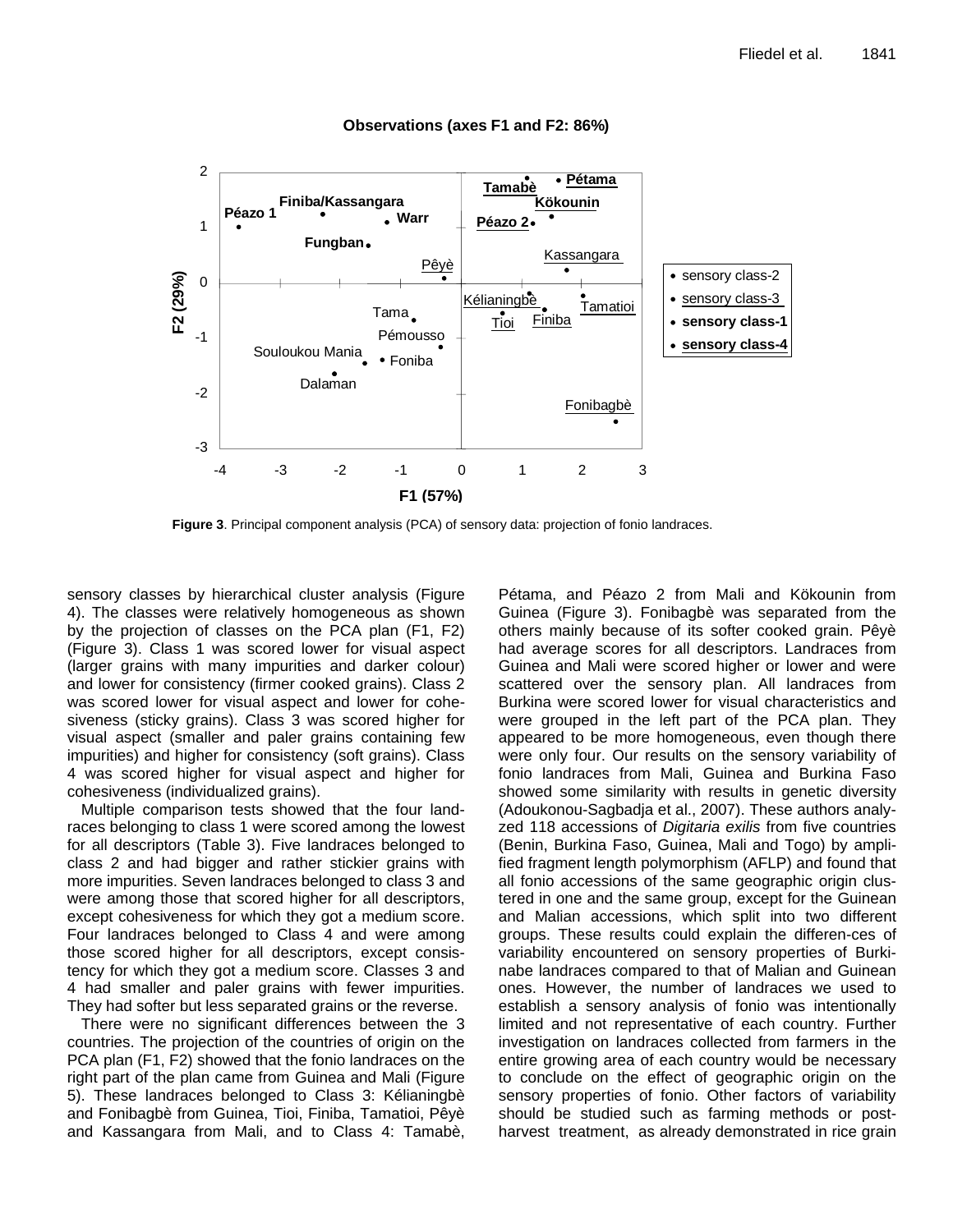**Figure 3**. Principal component analysis (PCA) of sensory data: projection of fonio landraces.

sensory classes by hierarchical cluster analysis (Figure 4). The classes were relatively homogeneous as shown by the projection of classes on the PCA plan (F1, F2) (Figure 3). Class 1 was scored lower for visual aspect (larger grains with many impurities and darker colour) and lower for consistency (firmer cooked grains). Class 2 was scored lower for visual aspect and lower for cohesiveness (sticky grains). Class 3 was scored higher for visual aspect (smaller and paler grains containing few impurities) and higher for consistency (soft grains). Class 4 was scored higher for visual aspect and higher for cohesiveness (individualized grains).

Multiple comparison tests showed that the four landraces belonging to class 1 were scored among the lowest for all descriptors (Table 3). Five landraces belonged to class 2 and had bigger and rather stickier grains with more impurities. Seven landraces belonged to class 3 and were among those that scored higher for all descriptors, except cohesiveness for which they got a medium score. Four landraces belonged to Class 4 and were among those scored higher for all descriptors, except consistency for which they got a medium score. Classes 3 and 4 had smaller and paler grains with fewer impurities. They had softer but less separated grains or the reverse.

There were no significant differences between the 3 countries. The projection of the countries of origin on the PCA plan (F1, F2) showed that the fonio landraces on the right part of the plan came from Guinea and Mali (Figure 5). These landraces belonged to Class 3: Kélianingbè and Fonibagbè from Guinea, Tioi, Finiba, Tamatioi, Pêyè and Kassangara from Mali, and to Class 4: Tamabè, Pétama, and Péazo 2 from Mali and Kökounin from Guinea (Figure 3). Fonibagbè was separated from the others mainly because of its softer cooked grain. Pêyè had average scores for all descriptors. Landraces from Guinea and Mali were scored higher or lower and were scattered over the sensory plan. All landraces from Burkina were scored lower for visual characteristics and were grouped in the left part of the PCA plan. They appeared to be more homogeneous, even though there were only four. Our results on the sensory variability of fonio landraces from Mali, Guinea and Burkina Faso showed some similarity with results in genetic diversity (Adoukonou-Sagbadja et al., 2007). These authors analyzed 118 accessions of *Digitaria exilis* from five countries (Benin, Burkina Faso, Guinea, Mali and Togo) by amplified fragment length polymorphism (AFLP) and found that all fonio accessions of the same geographic origin clustered in one and the same group, except for the Guinean and Malian accessions, which split into two different groups. These results could explain the differen-ces of variability encountered on sensory properties of Burkinabe landraces compared to that of Malian and Guinean ones. However, the number of landraces we used to establish a sensory analysis of fonio was intentionally limited and not representative of each country. Further investigation on landraces collected from farmers in the entire growing area of each country would be necessary to conclude on the effect of geographic origin on the sensory properties of fonio. Other factors of variability should be studied such as farming methods or post-harvest treatment, as already demonstrated in rice grain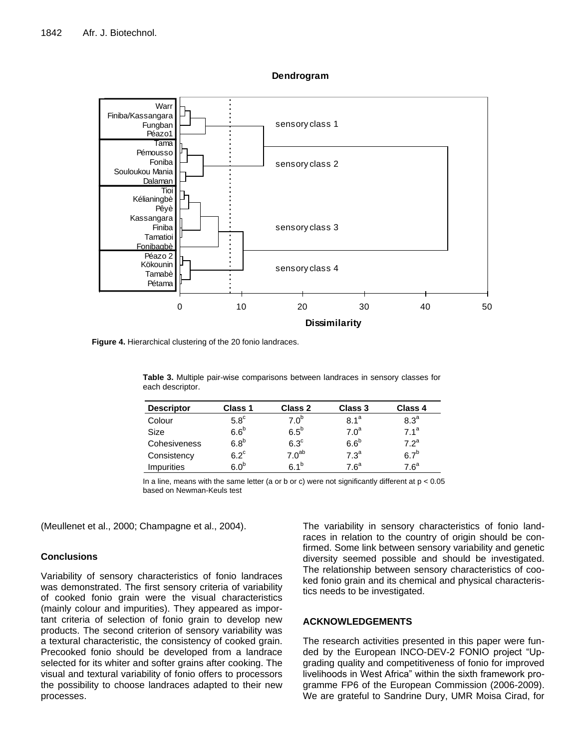Figure 4. Hierarchical clustering of the 20 fonio landraces.

**Table 3.** Multiple pair-wise comparisons between landraces in sensory classes for each descriptor.

| Descriptor | Class 1 | Class 2 | Class 3 | Class 4 |
|---|---|---|---|---|
| Colour | $5.8^{c}$ | $7.0^{b}$ | $8.1^{a}$ | $8.3^{a}$ |
| Size | $6.6^{b}$ | $6.5^{b}$ | $7.0^{a}$ | $7.1^{a}$ |
| Cohesiveness | $6.8^{b}$ | $6.3^{c}$ | $6.6^{b}$ | $7.2^{a}$ |
| Consistency | $6.2^{c}$ | $7.0^{ab}$ | $7.3^{a}$ | $6.7^{b}$ |
| Impurities | $6.0^{b}$ | $6.1^{b}$ | $7.6^{a}$ | $7.6^{a}$ |

In a line, means with the same letter (a or b or c) were not significantly different at $p < 0.05$ based on Newman-Keuls test

(Meullenet et al., 2000; Champagne et al., 2004).

## Conclusions

Variability of sensory characteristics of fonio landraces was demonstrated. The first sensory criteria of variability of cooked fonio grain were the visual characteristics (mainly colour and impurities). They appeared as important criteria of selection of fonio grain to develop new products. The second criterion of sensory variability was a textural characteristic, the consistency of cooked grain. Precooked fonio should be developed from a landrace selected for its whiter and softer grains after cooking. The visual and textural variability of fonio offers to processors the possibility to choose landraces adapted to their new processes.

The variability in sensory characteristics of fonio landraces in relation to the country of origin should be confirmed. Some link between sensory variability and genetic diversity seemed possible and should be investigated. The relationship between sensory characteristics of cooked fonio grain and its chemical and physical characteristics needs to be investigated.

## ACKNOWLEDGEMENTS

The research activities presented in this paper were funded by the European INCO-DEV-2 FONIO project "Upgrading quality and competitiveness of fonio for improved livelihoods in West Africa" within the sixth framework programme FP6 of the European Commission (2006-2009). We are grateful to Sandrine Dury, UMR Moisa Cirad, for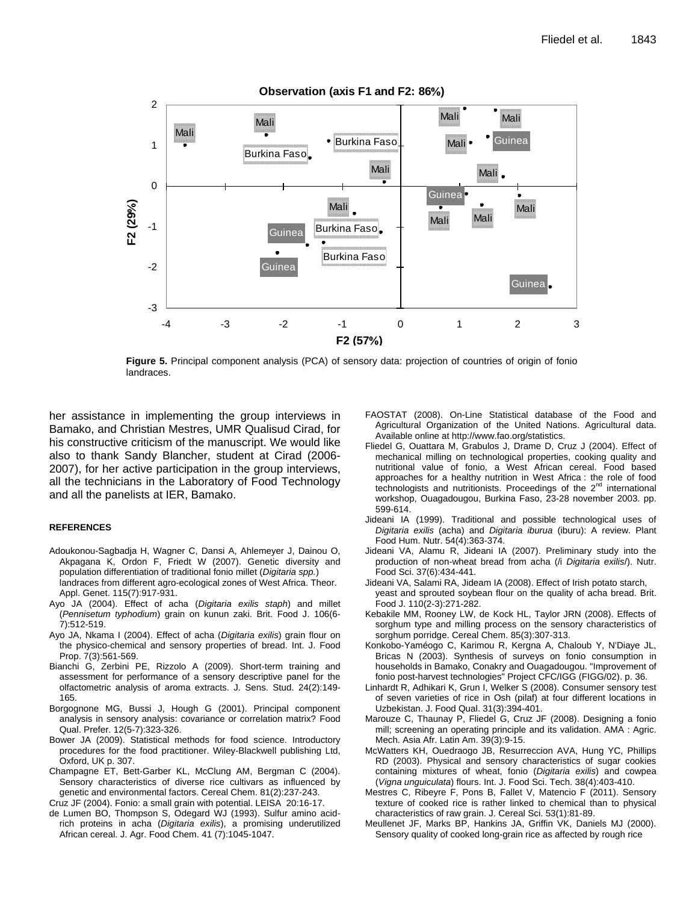**Figure 5.** Principal component analysis (PCA) of sensory data: projection of countries of origin of fonio landraces.

her assistance in implementing the group interviews in Bamako, and Christian Mestres, UMR Qualisud Cirad, for his constructive criticism of the manuscript. We would like also to thank Sandy Blancher, student at Cirad (2006-2007), for her active participation in the group interviews, all the technicians in the Laboratory of Food Technology and all the panelists at IER, Bamako.

#### REFERENCES

Adoukonou-Sagbadja H, Wagner C, Dansi A, Ahlemeyer J, Dainou O, Akpagana K, Ordon F, Friedt W (2007). Genetic diversity and population differentiation of traditional fonio millet (*Digitaria spp.*) landraces from different agro-ecological zones of West Africa. Theor. Appl. Genet. 115(7):917-931.

Ayo JA (2004). Effect of acha (*Digitaria exilis staph*) and millet (*Pennisetum typhodium*) grain on kunun zaki. Brit. Food J. 106(6-7):512-519.

Ayo JA, Nkama I (2004). Effect of acha (*Digitaria exilis*) grain flour on the physico-chemical and sensory properties of bread. Int. J. Food Prop. 7(3):561-569.

Bianchi G, Zerbini PE, Rizzolo A (2009). Short-term training and assessment for performance of a sensory descriptive panel for the olfactometric analysis of aroma extracts. J. Sens. Stud. 24(2):149-165.

Borgognone MG, Bussi J, Hough G (2001). Principal component analysis in sensory analysis: covariance or correlation matrix? Food Qual. Prefer. 12(5-7):323-326.

Bower JA (2009). Statistical methods for food science. Introductory procedures for the food practitioner. Wiley-Blackwell publishing Ltd, Oxford, UK p. 307.

Champagne ET, Bett-Garber KL, McClung AM, Bergman C (2004). Sensory characteristics of diverse rice cultivars as influenced by genetic and environmental factors. Cereal Chem. 81(2):237-243.

Cruz JF (2004). Fonio: a small grain with potential. LEISA 20:16-17.

de Lumen BO, Thompson S, Odegard WJ (1993). Sulfur amino acid-rich proteins in acha (*Digitaria exilis*), a promising underutilized African cereal. J. Agr. Food Chem. 41 (7):1045-1047.

FAOSTAT (2008). On-Line Statistical database of the Food and Agricultural Organization of the United Nations. Agricultural data. Available online at http://www.fao.org/statistics.

Fliedel G, Ouattara M, Grabulos J, Drame D, Cruz J (2004). Effect of mechanical milling on technological properties, cooking quality and nutritional value of fonio, a West African cereal. Food based approaches for a healthy nutrition in West Africa : the role of food technologists and nutritionists. Proceedings of the 2nd international workshop, Ouagadougou, Burkina Faso, 23-28 november 2003. pp. 599-614.

Jideani IA (1999). Traditional and possible technological uses of *Digitaria exilis* (acha) and *Digitaria iburua* (iburu): A review. Plant Food Hum. Nutr. 54(4):363-374.

Jideani VA, Alamu R, Jideani IA (2007). Preliminary study into the production of non-wheat bread from acha (/i *Digitaria exilis*/). Nutr. Food Sci. 37(6):434-441.

Jideani VA, Salami RA, Jideam IA (2008). Effect of Irish potato starch, yeast and sprouted soybean flour on the quality of acha bread. Brit. Food J. 110(2-3):271-282.

Kebakile MM, Rooney LW, de Kock HL, Taylor JRN (2008). Effects of sorghum type and milling process on the sensory characteristics of sorghum porridge. Cereal Chem. 85(3):307-313.

Konkobo-Yaméogo C, Karimou R, Kergna A, Chaloub Y, N'Diaye JL, Bricas N (2003). Synthesis of surveys on fonio consumption in households in Bamako, Conakry and Ouagadougou. "Improvement of fonio post-harvest technologies" Project CFC/IGG (FIGG/02). p. 36.

Linhardt R, Adhikari K, Grun I, Welker S (2008). Consumer sensory test of seven varieties of rice in Osh (pilaf) at four different locations in Uzbekistan. J. Food Qual. 31(3):394-401.

Marouze C, Thaunay P, Fliedel G, Cruz JF (2008). Designing a fonio mill; screening an operating principle and its validation. AMA : Agric. Mech. Asia Afr. Latin Am. 39(3):9-15.

McWatters KH, Ouedraogo JB, Resurreccion AVA, Hung YC, Phillips RD (2003). Physical and sensory characteristics of sugar cookies containing mixtures of wheat, fonio (*Digitaria exilis*) and cowpea (*Vigna unguiculata*) flours. Int. J. Food Sci. Tech. 38(4):403-410.

Mestres C, Ribeyre F, Pons B, Fallet V, Matencio F (2011). Sensory texture of cooked rice is rather linked to chemical than to physical characteristics of raw grain. J. Cereal Sci. 53(1):81-89.

Meullenet JF, Marks BP, Hankins JA, Griffin VK, Daniels MJ (2000). Sensory quality of cooked long-grain rice as affected by rough rice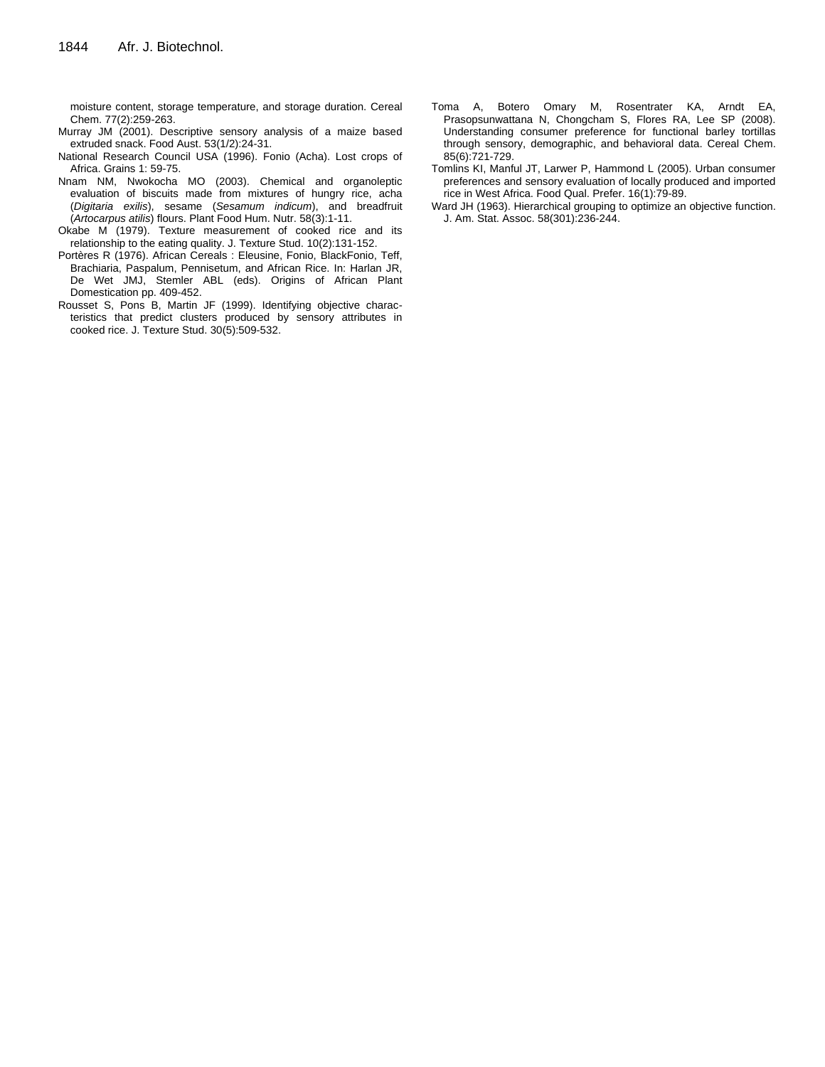moisture content, storage temperature, and storage duration. Cereal Chem. 77(2):259-263.

Murray JM (2001). Descriptive sensory analysis of a maize based extruded snack. Food Aust. 53(1/2):24-31.

National Research Council USA (1996). Fonio (Acha). Lost crops of Africa. Grains 1: 59-75.

Nnam NM, Nwokocha MO (2003). Chemical and organoleptic evaluation of biscuits made from mixtures of hungry rice, acha (*Digitaria exilis*), sesame (*Sesamum indicum*), and breadfruit (*Artocarpus atilis*) flours. Plant Food Hum. Nutr. 58(3):1-11.

Okabe M (1979). Texture measurement of cooked rice and its relationship to the eating quality. J. Texture Stud. 10(2):131-152.

Portères R (1976). African Cereals : Eleusine, Fonio, BlackFonio, Teff, Brachiaria, Paspalum, Pennisetum, and African Rice. In: Harlan JR, De Wet JMJ, Stemler ABL (eds). Origins of African Plant Domestication pp. 409-452.

Rousset S, Pons B, Martin JF (1999). Identifying objective characteristics that predict clusters produced by sensory attributes in cooked rice. J. Texture Stud. 30(5):509-532.

Toma A, Botero Omary M, Rosentrater KA, Arndt EA, Prasopsunwattana N, Chongcham S, Flores RA, Lee SP (2008). Understanding consumer preference for functional barley tortillas through sensory, demographic, and behavioral data. Cereal Chem. 85(6):721-729.

Tomlins KI, Manful JT, Larwer P, Hammond L (2005). Urban consumer preferences and sensory evaluation of locally produced and imported rice in West Africa. Food Qual. Prefer. 16(1):79-89.

Ward JH (1963). Hierarchical grouping to optimize an objective function. J. Am. Stat. Assoc. 58(301):236-244.